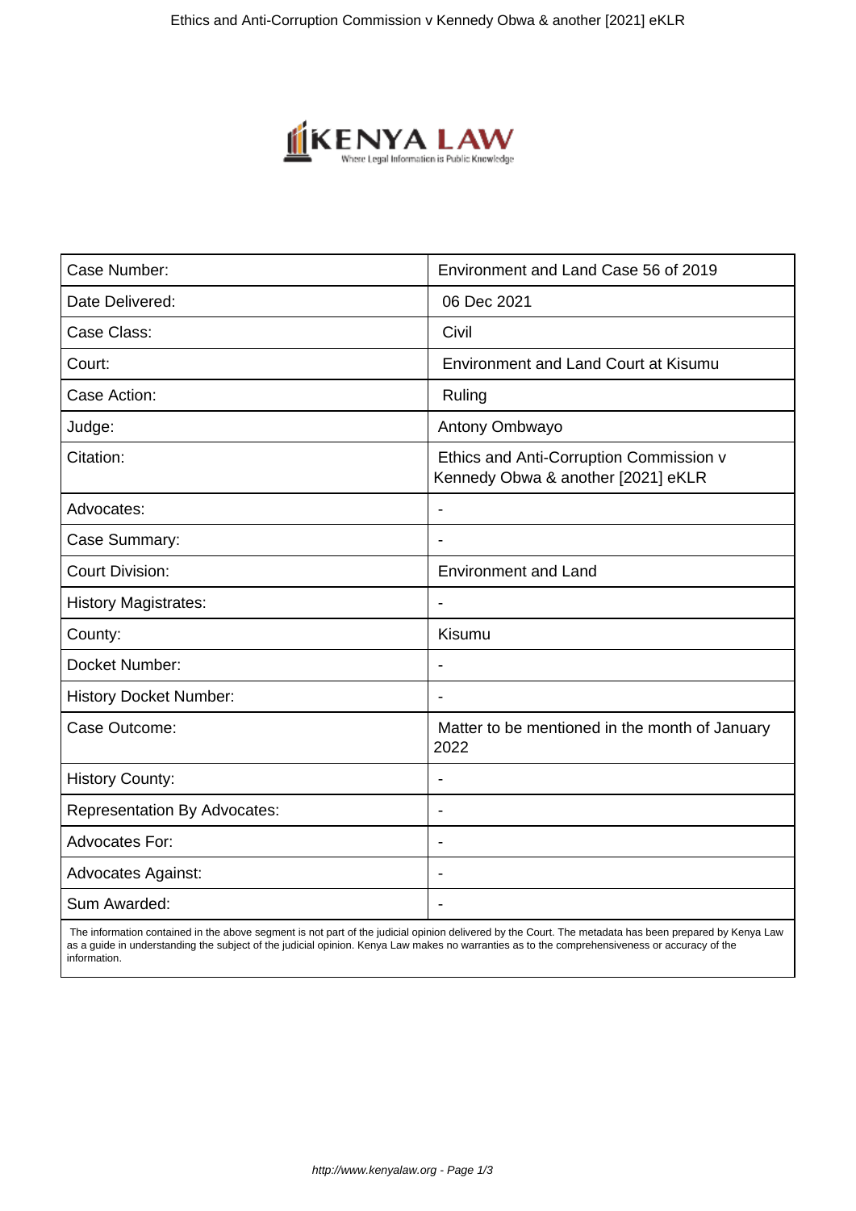| Case Number: | Environment and Land Case 56 of 2019 |
| --- | --- |
| Date Delivered: | 06 Dec 2021 |
| Case Class: | Civil |
| Court: | Environment and Land Court at Kisumu |
| Case Action: | Ruling |
| Judge: | Antony Ombwayo |
| Citation: | Ethics and Anti-Corruption Commission v Kennedy Obwa & another [2021] eKLR |
| Advocates: | - |
| Case Summary: | - |
| Court Division: | Environment and Land |
| History Magistrates: | - |
| County: | Kisumu |
| Docket Number: | - |
| History Docket Number: | - |
| Case Outcome: | Matter to be mentioned in the month of January 2022 |
| History County: | - |
| Representation By Advocates: | - |
| Advocates For: | - |
| Advocates Against: | - |
| Sum Awarded: | - |

The information contained in the above segment is not part of the judicial opinion delivered by the Court. The metadata has been prepared by Kenya Law as a guide in understanding the subject of the judicial opinion. Kenya Law makes no warranties as to the comprehensiveness or accuracy of the information.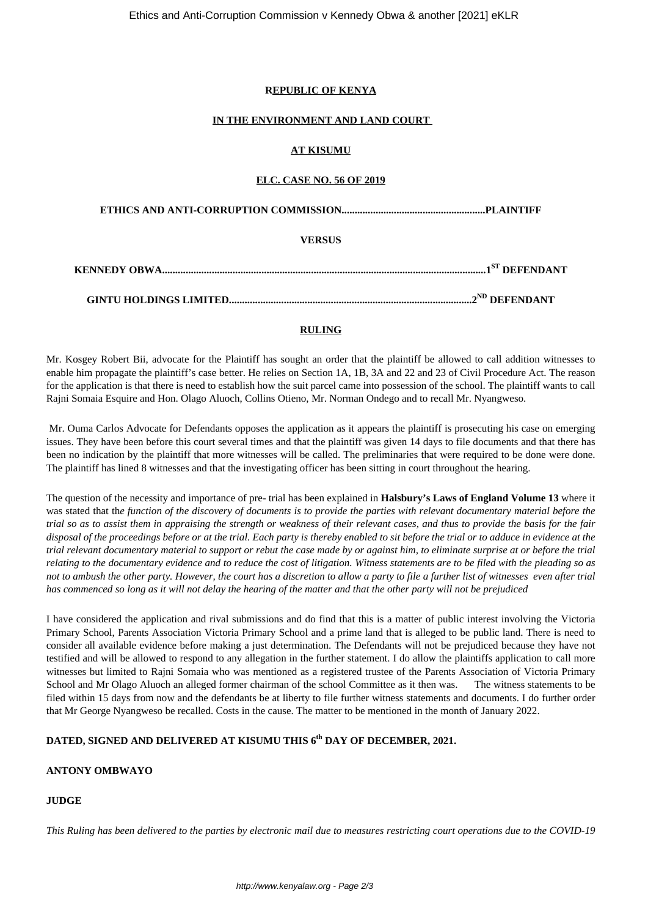**REPUBLIC OF KENYA**

**IN THE ENVIRONMENT AND LAND COURT**

**AT KISUMU**

**ELC. CASE NO. 56 OF 2019**

**ETHICS AND ANTI-CORRUPTION COMMISSION.......................................................PLAINTIFF**

**VERSUS**

**KENNEDY OBWA...........................................................................................................................1ST DEFENDANT**

**GINTU HOLDINGS LIMITED...........................................................................................2ND DEFENDANT**

**RULING**

Mr. Kosgey Robert Bii, advocate for the Plaintiff has sought an order that the plaintiff be allowed to call addition witnesses to enable him propagate the plaintiff's case better. He relies on Section 1A, 1B, 3A and 22 and 23 of Civil Procedure Act. The reason for the application is that there is need to establish how the suit parcel came into possession of the school. The plaintiff wants to call Rajni Somaia Esquire and Hon. Olago Aluoch, Collins Otieno, Mr. Norman Ondego and to recall Mr. Nyangweso.

Mr. Ouma Carlos Advocate for Defendants opposes the application as it appears the plaintiff is prosecuting his case on emerging issues. They have been before this court several times and that the plaintiff was given 14 days to file documents and that there has been no indication by the plaintiff that more witnesses will be called. The preliminaries that were required to be done were done. The plaintiff has lined 8 witnesses and that the investigating officer has been sitting in court throughout the hearing.

The question of the necessity and importance of pre- trial has been explained in **Halsbury's Laws of England Volume 13** where it was stated that th*e function of the discovery of documents is to provide the parties with relevant documentary material before the trial so as to assist them in appraising the strength or weakness of their relevant cases, and thus to provide the basis for the fair disposal of the proceedings before or at the trial. Each party is thereby enabled to sit before the trial or to adduce in evidence at the trial relevant documentary material to support or rebut the case made by or against him, to eliminate surprise at or before the trial relating to the documentary evidence and to reduce the cost of litigation. Witness statements are to be filed with the pleading so as not to ambush the other party. However, the court has a discretion to allow a party to file a further list of witnesses even after trial has commenced so long as it will not delay the hearing of the matter and that the other party will not be prejudiced*

I have considered the application and rival submissions and do find that this is a matter of public interest involving the Victoria Primary School, Parents Association Victoria Primary School and a prime land that is alleged to be public land. There is need to consider all available evidence before making a just determination. The Defendants will not be prejudiced because they have not testified and will be allowed to respond to any allegation in the further statement. I do allow the plaintiffs application to call more witnesses but limited to Rajni Somaia who was mentioned as a registered trustee of the Parents Association of Victoria Primary School and Mr Olago Aluoch an alleged former chairman of the school Committee as it then was. The witness statements to be filed within 15 days from now and the defendants be at liberty to file further witness statements and documents. I do further order that Mr George Nyangweso be recalled. Costs in the cause. The matter to be mentioned in the month of January 2022.

**DATED, SIGNED AND DELIVERED AT KISUMU THIS 6th DAY OF DECEMBER, 2021.**

**ANTONY OMBWAYO**

**JUDGE**

*This Ruling has been delivered to the parties by electronic mail due to measures restricting court operations due to the COVID-19*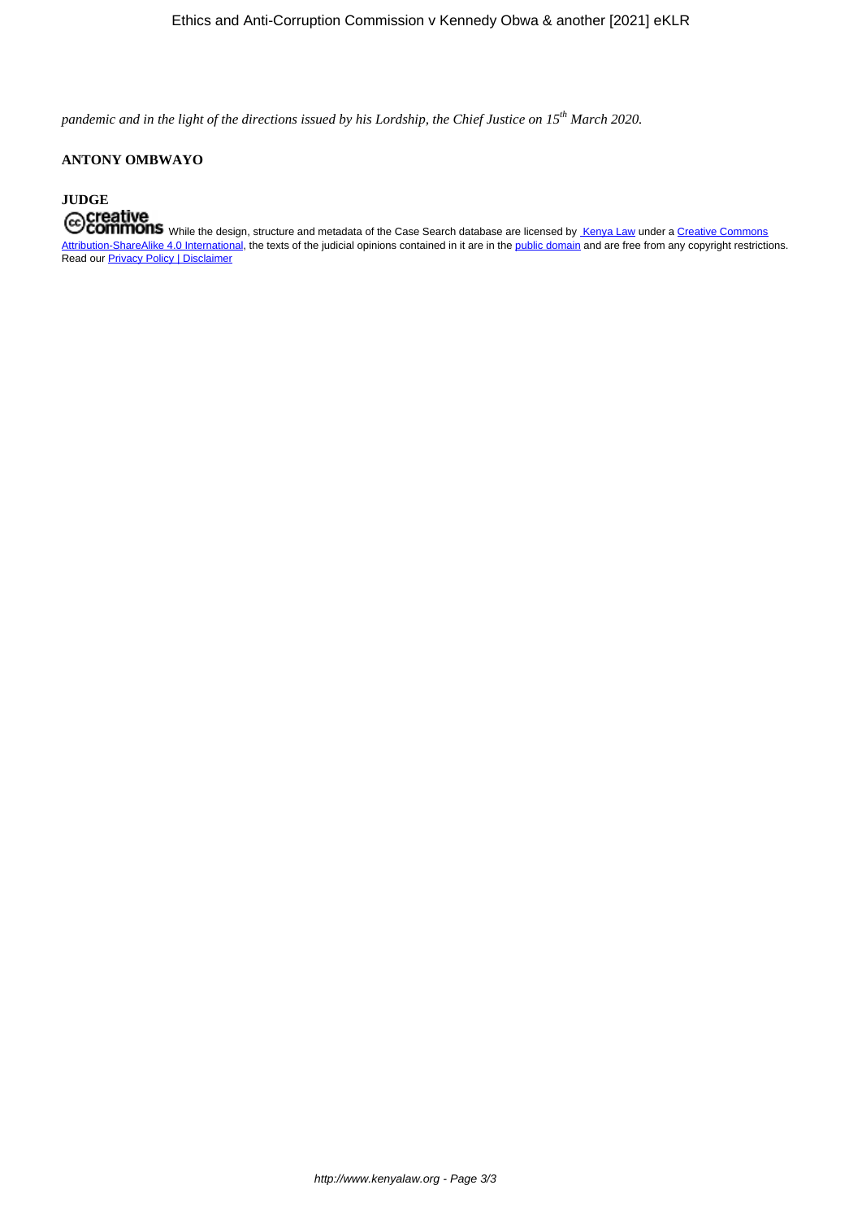*pandemic and in the light of the directions issued by his Lordship, the Chief Justice on 15th March 2020.*

**ANTONY OMBWAYO**

**JUDGE**

While the design, structure and metadata of the Case Search database are licensed by Kenya Law under a Creative Commons Attribution-ShareAlike 4.0 International, the texts of the judicial opinions contained in it are in the public domain and are free from any copyright restrictions. Read our Privacy Policy | Disclaimer